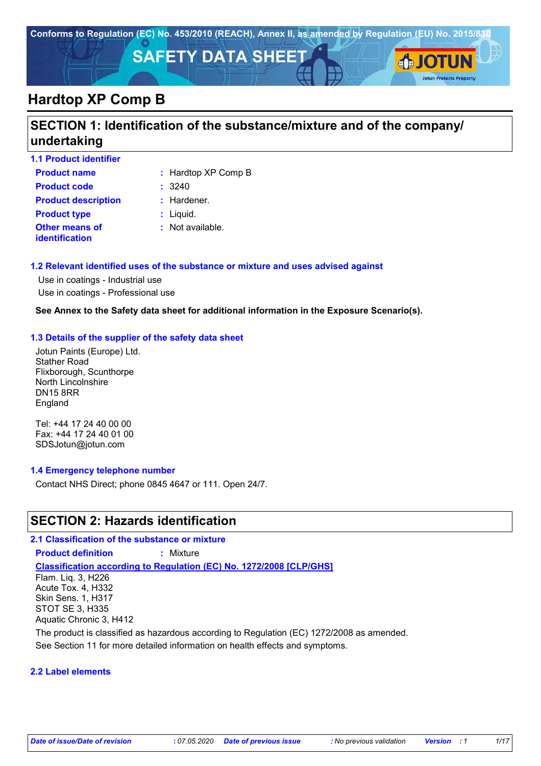Conforms to Regulation (EC) No. 453/2010 (REACH), Annex II, as amended by Regulation (EU) No. 2015/830

# SAFETY DATA SHEET

JOTUN
Jotun Protects Property

# Hardtop XP Comp B

## SECTION 1: Identification of the substance/mixture and of the company/ undertaking

### 1.1 Product identifier

**Product name** : Hardtop XP Comp B

**Product code** : 3240

**Product description** : Hardener.

**Product type** : Liquid.

**Other means of identification** : Not available.

### 1.2 Relevant identified uses of the substance or mixture and uses advised against

Use in coatings - Industrial use
Use in coatings - Professional use

**See Annex to the Safety data sheet for additional information in the Exposure Scenario(s).**

### 1.3 Details of the supplier of the safety data sheet

Jotun Paints (Europe) Ltd.
Stather Road
Flixborough, Scunthorpe
North Lincolnshire
DN15 8RR
England

Tel: +44 17 24 40 00 00
Fax: +44 17 24 40 01 00
SDSJotun@jotun.com

### 1.4 Emergency telephone number

Contact NHS Direct; phone 0845 4647 or 111. Open 24/7.

## SECTION 2: Hazards identification

### 2.1 Classification of the substance or mixture

**Product definition** : Mixture

**Classification according to Regulation (EC) No. 1272/2008 [CLP/GHS]**

Flam. Liq. 3, H226
Acute Tox. 4, H332
Skin Sens. 1, H317
STOT SE 3, H335
Aquatic Chronic 3, H412

The product is classified as hazardous according to Regulation (EC) 1272/2008 as amended.
See Section 11 for more detailed information on health effects and symptoms.

### 2.2 Label elements

*Date of issue/Date of revision* : 07.05.2020 *Date of previous issue* : No previous validation *Version* : 1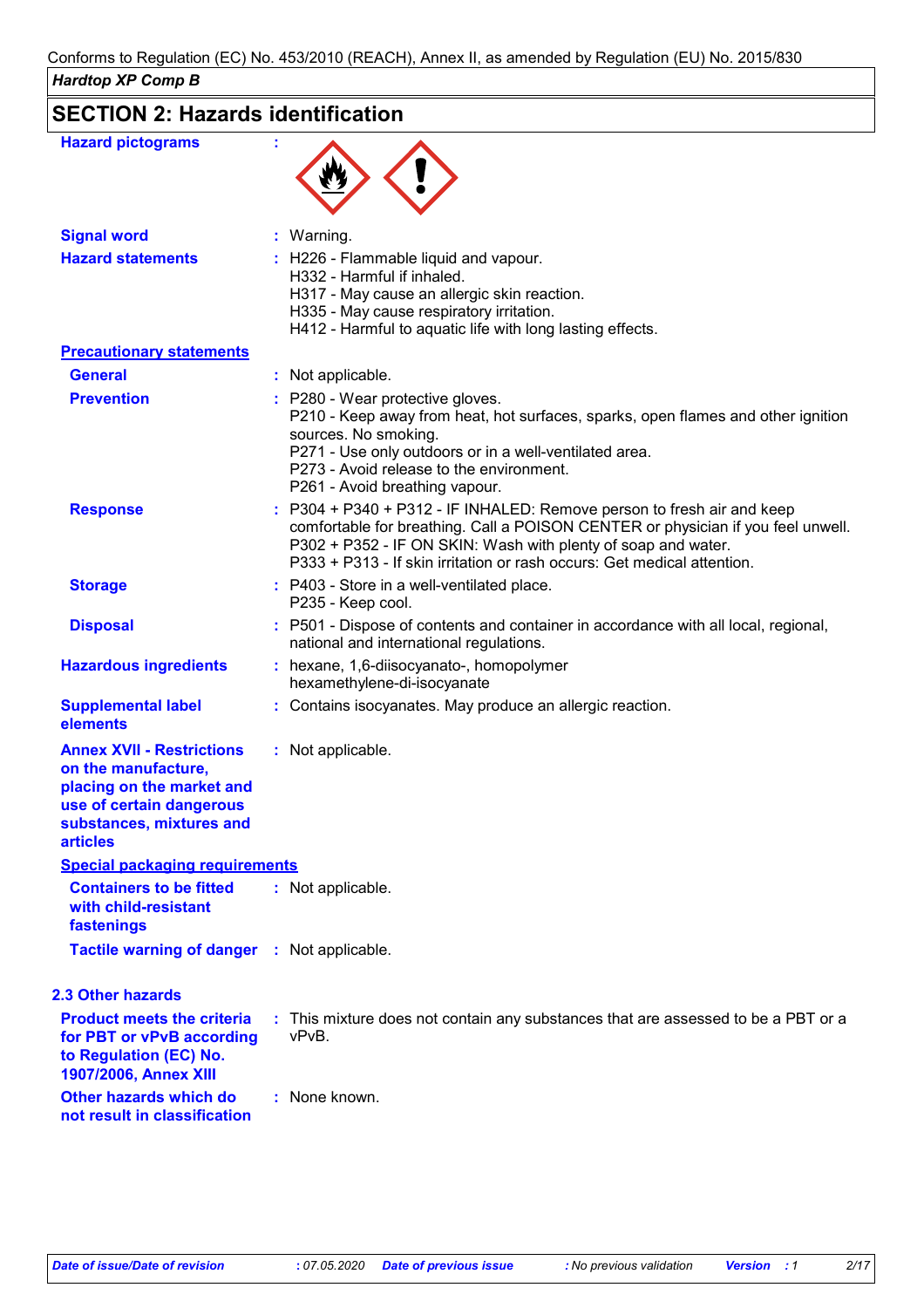Conforms to Regulation (EC) No. 453/2010 (REACH), Annex II, as amended by Regulation (EU) No. 2015/830

***Hardtop XP Comp B***

## SECTION 2: Hazards identification

**Hazard pictograms** :

**Signal word** : Warning.

**Hazard statements** : H226 - Flammable liquid and vapour.
H332 - Harmful if inhaled.
H317 - May cause an allergic skin reaction.
H335 - May cause respiratory irritation.
H412 - Harmful to aquatic life with long lasting effects.

**Precautionary statements**

**General** : Not applicable.

**Prevention** : P280 - Wear protective gloves.
P210 - Keep away from heat, hot surfaces, sparks, open flames and other ignition sources. No smoking.
P271 - Use only outdoors or in a well-ventilated area.
P273 - Avoid release to the environment.
P261 - Avoid breathing vapour.

**Response** : P304 + P340 + P312 - IF INHALED: Remove person to fresh air and keep comfortable for breathing. Call a POISON CENTER or physician if you feel unwell.
P302 + P352 - IF ON SKIN: Wash with plenty of soap and water.
P333 + P313 - If skin irritation or rash occurs: Get medical attention.

**Storage** : P403 - Store in a well-ventilated place.
P235 - Keep cool.

**Disposal** : P501 - Dispose of contents and container in accordance with all local, regional, national and international regulations.

**Hazardous ingredients** : hexane, 1,6-diisocyanato-, homopolymer
hexamethylene-di-isocyanate

**Supplemental label elements** : Contains isocyanates. May produce an allergic reaction.

**Annex XVII - Restrictions on the manufacture, placing on the market and use of certain dangerous substances, mixtures and articles** : Not applicable.

**Special packaging requirements**

**Containers to be fitted with child-resistant fastenings** : Not applicable.

**Tactile warning of danger** : Not applicable.

### 2.3 Other hazards

**Product meets the criteria for PBT or vPvB according to Regulation (EC) No. 1907/2006, Annex XIII** : This mixture does not contain any substances that are assessed to be a PBT or a vPvB.

**Other hazards which do not result in classification** : None known.

*Date of issue/Date of revision* : 07.05.2020 *Date of previous issue* : No previous validation *Version* : 1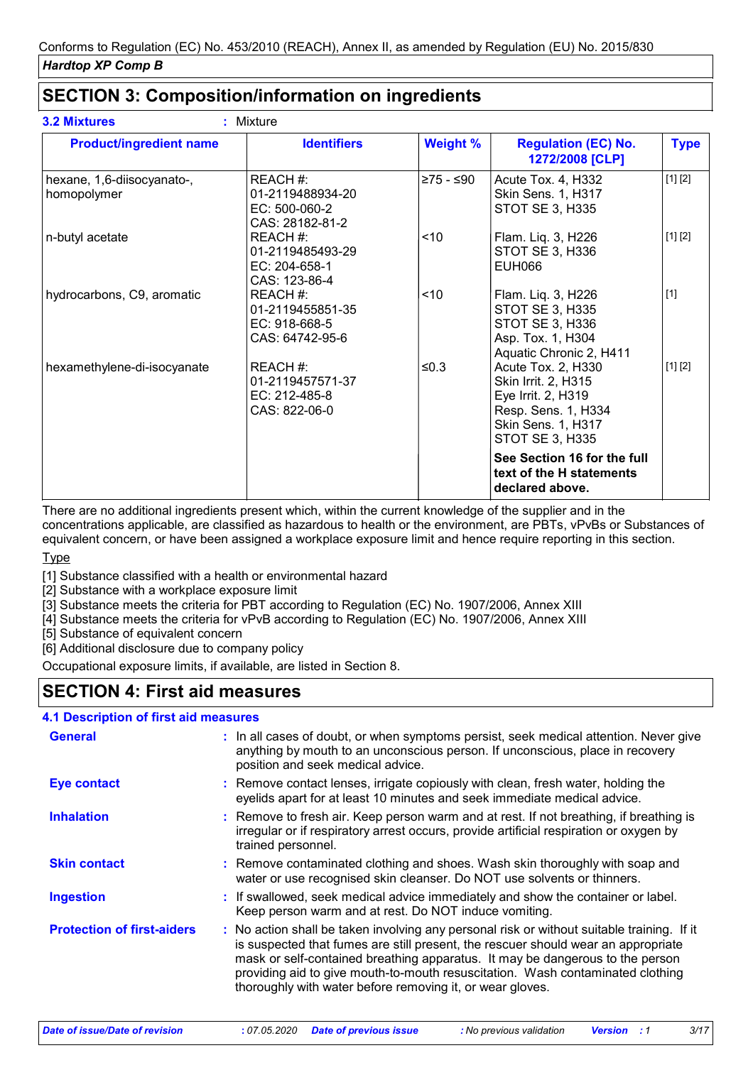Conforms to Regulation (EC) No. 453/2010 (REACH), Annex II, as amended by Regulation (EU) No. 2015/830

***Hardtop XP Comp B***

## SECTION 3: Composition/information on ingredients

**3.2 Mixtures** : Mixture

| Product/ingredient name | Identifiers | Weight % | Regulation (EC) No. 1272/2008 [CLP] | Type |
|---|---|---|---|---|
| hexane, 1,6-diisocyanato-, homopolymer | REACH #: 01-2119488934-20<br>EC: 500-060-2<br>CAS: 28182-81-2 | ≥75 - ≤90 | Acute Tox. 4, H332<br>Skin Sens. 1, H317<br>STOT SE 3, H335 | [1] [2] |
| n-butyl acetate | REACH #: 01-2119485493-29<br>EC: 204-658-1<br>CAS: 123-86-4 | <10 | Flam. Liq. 3, H226<br>STOT SE 3, H336<br>EUH066 | [1] [2] |
| hydrocarbons, C9, aromatic | REACH #: 01-2119455851-35<br>EC: 918-668-5<br>CAS: 64742-95-6 | <10 | Flam. Liq. 3, H226<br>STOT SE 3, H335<br>STOT SE 3, H336<br>Asp. Tox. 1, H304<br>Aquatic Chronic 2, H411 | [1] |
| hexamethylene-di-isocyanate | REACH #: 01-2119457571-37<br>EC: 212-485-8<br>CAS: 822-06-0 | ≤0.3 | Acute Tox. 2, H330<br>Skin Irrit. 2, H315<br>Eye Irrit. 2, H319<br>Resp. Sens. 1, H334<br>Skin Sens. 1, H317<br>STOT SE 3, H335 | [1] [2] |
| | | | **See Section 16 for the full text of the H statements declared above.** | |

There are no additional ingredients present which, within the current knowledge of the supplier and in the concentrations applicable, are classified as hazardous to health or the environment, are PBTs, vPvBs or Substances of equivalent concern, or have been assigned a workplace exposure limit and hence require reporting in this section.

Type

[1] Substance classified with a health or environmental hazard
[2] Substance with a workplace exposure limit
[3] Substance meets the criteria for PBT according to Regulation (EC) No. 1907/2006, Annex XIII
[4] Substance meets the criteria for vPvB according to Regulation (EC) No. 1907/2006, Annex XIII
[5] Substance of equivalent concern
[6] Additional disclosure due to company policy

Occupational exposure limits, if available, are listed in Section 8.

## SECTION 4: First aid measures

### 4.1 Description of first aid measures

**General** : In all cases of doubt, or when symptoms persist, seek medical attention. Never give anything by mouth to an unconscious person. If unconscious, place in recovery position and seek medical advice.

**Eye contact** : Remove contact lenses, irrigate copiously with clean, fresh water, holding the eyelids apart for at least 10 minutes and seek immediate medical advice.

**Inhalation** : Remove to fresh air. Keep person warm and at rest. If not breathing, if breathing is irregular or if respiratory arrest occurs, provide artificial respiration or oxygen by trained personnel.

**Skin contact** : Remove contaminated clothing and shoes. Wash skin thoroughly with soap and water or use recognised skin cleanser. Do NOT use solvents or thinners.

**Ingestion** : If swallowed, seek medical advice immediately and show the container or label. Keep person warm and at rest. Do NOT induce vomiting.

**Protection of first-aiders** : No action shall be taken involving any personal risk or without suitable training. If it is suspected that fumes are still present, the rescuer should wear an appropriate mask or self-contained breathing apparatus. It may be dangerous to the person providing aid to give mouth-to-mouth resuscitation. Wash contaminated clothing thoroughly with water before removing it, or wear gloves.

| *Date of issue/Date of revision* | *: 07.05.2020* | *Date of previous issue* | *: No previous validation* | *Version* | *: 1* |
|---|---|---|---|---|---|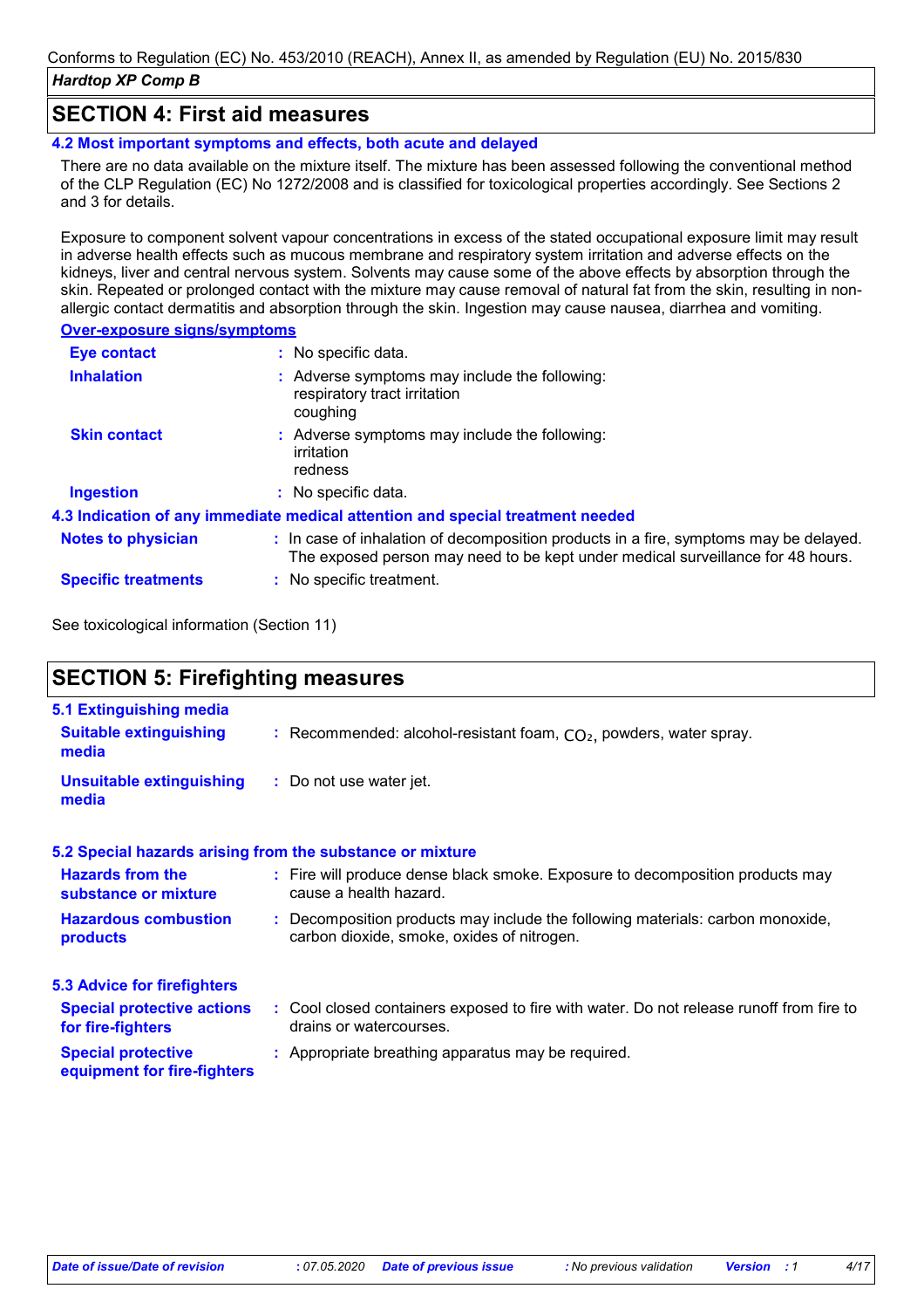## SECTION 4: First aid measures

### 4.2 Most important symptoms and effects, both acute and delayed

There are no data available on the mixture itself. The mixture has been assessed following the conventional method of the CLP Regulation (EC) No 1272/2008 and is classified for toxicological properties accordingly. See Sections 2 and 3 for details.

Exposure to component solvent vapour concentrations in excess of the stated occupational exposure limit may result in adverse health effects such as mucous membrane and respiratory system irritation and adverse effects on the kidneys, liver and central nervous system. Solvents may cause some of the above effects by absorption through the skin. Repeated or prolonged contact with the mixture may cause removal of natural fat from the skin, resulting in non-allergic contact dermatitis and absorption through the skin. Ingestion may cause nausea, diarrhea and vomiting.

**Over-exposure signs/symptoms**

**Eye contact** : No specific data.

**Inhalation** : Adverse symptoms may include the following:
respiratory tract irritation
coughing

**Skin contact** : Adverse symptoms may include the following:
irritation
redness

**Ingestion** : No specific data.

### 4.3 Indication of any immediate medical attention and special treatment needed

**Notes to physician** : In case of inhalation of decomposition products in a fire, symptoms may be delayed. The exposed person may need to be kept under medical surveillance for 48 hours.

**Specific treatments** : No specific treatment.

See toxicological information (Section 11)

## SECTION 5: Firefighting measures

### 5.1 Extinguishing media

**Suitable extinguishing media** : Recommended: alcohol-resistant foam, $CO_2$, powders, water spray.

**Unsuitable extinguishing media** : Do not use water jet.

### 5.2 Special hazards arising from the substance or mixture

**Hazards from the substance or mixture** : Fire will produce dense black smoke. Exposure to decomposition products may cause a health hazard.

**Hazardous combustion products** : Decomposition products may include the following materials: carbon monoxide, carbon dioxide, smoke, oxides of nitrogen.

### 5.3 Advice for firefighters

**Special protective actions for fire-fighters** : Cool closed containers exposed to fire with water. Do not release runoff from fire to drains or watercourses.

**Special protective equipment for fire-fighters** : Appropriate breathing apparatus may be required.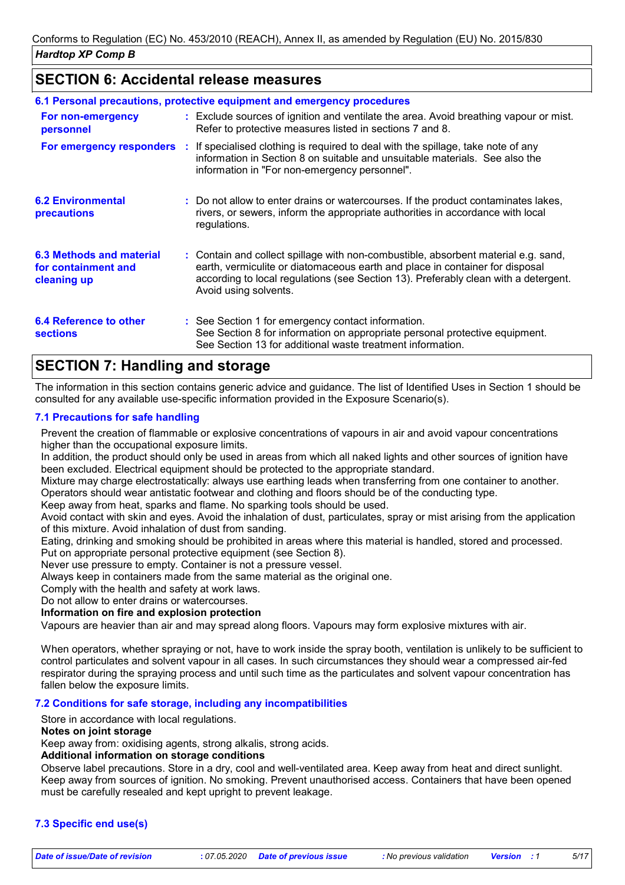## SECTION 6: Accidental release measures

### 6.1 Personal precautions, protective equipment and emergency procedures

| | |
|---|---|
| **For non-emergency personnel** | Exclude sources of ignition and ventilate the area. Avoid breathing vapour or mist. Refer to protective measures listed in sections 7 and 8. |
| **For emergency responders** | If specialised clothing is required to deal with the spillage, take note of any information in Section 8 on suitable and unsuitable materials. See also the information in "For non-emergency personnel". |

| | |
|---|---|
| **6.2 Environmental precautions** | Do not allow to enter drains or watercourses. If the product contaminates lakes, rivers, or sewers, inform the appropriate authorities in accordance with local regulations. |
| **6.3 Methods and material for containment and cleaning up** | Contain and collect spillage with non-combustible, absorbent material e.g. sand, earth, vermiculite or diatomaceous earth and place in container for disposal according to local regulations (see Section 13). Preferably clean with a detergent. Avoid using solvents. |
| **6.4 Reference to other sections** | See Section 1 for emergency contact information.<br>See Section 8 for information on appropriate personal protective equipment.<br>See Section 13 for additional waste treatment information. |

## SECTION 7: Handling and storage

The information in this section contains generic advice and guidance. The list of Identified Uses in Section 1 should be consulted for any available use-specific information provided in the Exposure Scenario(s).

### 7.1 Precautions for safe handling

Prevent the creation of flammable or explosive concentrations of vapours in air and avoid vapour concentrations higher than the occupational exposure limits.
In addition, the product should only be used in areas from which all naked lights and other sources of ignition have been excluded. Electrical equipment should be protected to the appropriate standard.
Mixture may charge electrostatically: always use earthing leads when transferring from one container to another. Operators should wear antistatic footwear and clothing and floors should be of the conducting type.
Keep away from heat, sparks and flame. No sparking tools should be used.
Avoid contact with skin and eyes. Avoid the inhalation of dust, particulates, spray or mist arising from the application of this mixture. Avoid inhalation of dust from sanding.
Eating, drinking and smoking should be prohibited in areas where this material is handled, stored and processed.
Put on appropriate personal protective equipment (see Section 8).
Never use pressure to empty. Container is not a pressure vessel.
Always keep in containers made from the same material as the original one.
Comply with the health and safety at work laws.
Do not allow to enter drains or watercourses.

**Information on fire and explosion protection**

Vapours are heavier than air and may spread along floors. Vapours may form explosive mixtures with air.

When operators, whether spraying or not, have to work inside the spray booth, ventilation is unlikely to be sufficient to control particulates and solvent vapour in all cases. In such circumstances they should wear a compressed air-fed respirator during the spraying process and until such time as the particulates and solvent vapour concentration has fallen below the exposure limits.

### 7.2 Conditions for safe storage, including any incompatibilities

Store in accordance with local regulations.

**Notes on joint storage**

Keep away from: oxidising agents, strong alkalis, strong acids.

**Additional information on storage conditions**

Observe label precautions. Store in a dry, cool and well-ventilated area. Keep away from heat and direct sunlight. Keep away from sources of ignition. No smoking. Prevent unauthorised access. Containers that have been opened must be carefully resealed and kept upright to prevent leakage.

### 7.3 Specific end use(s)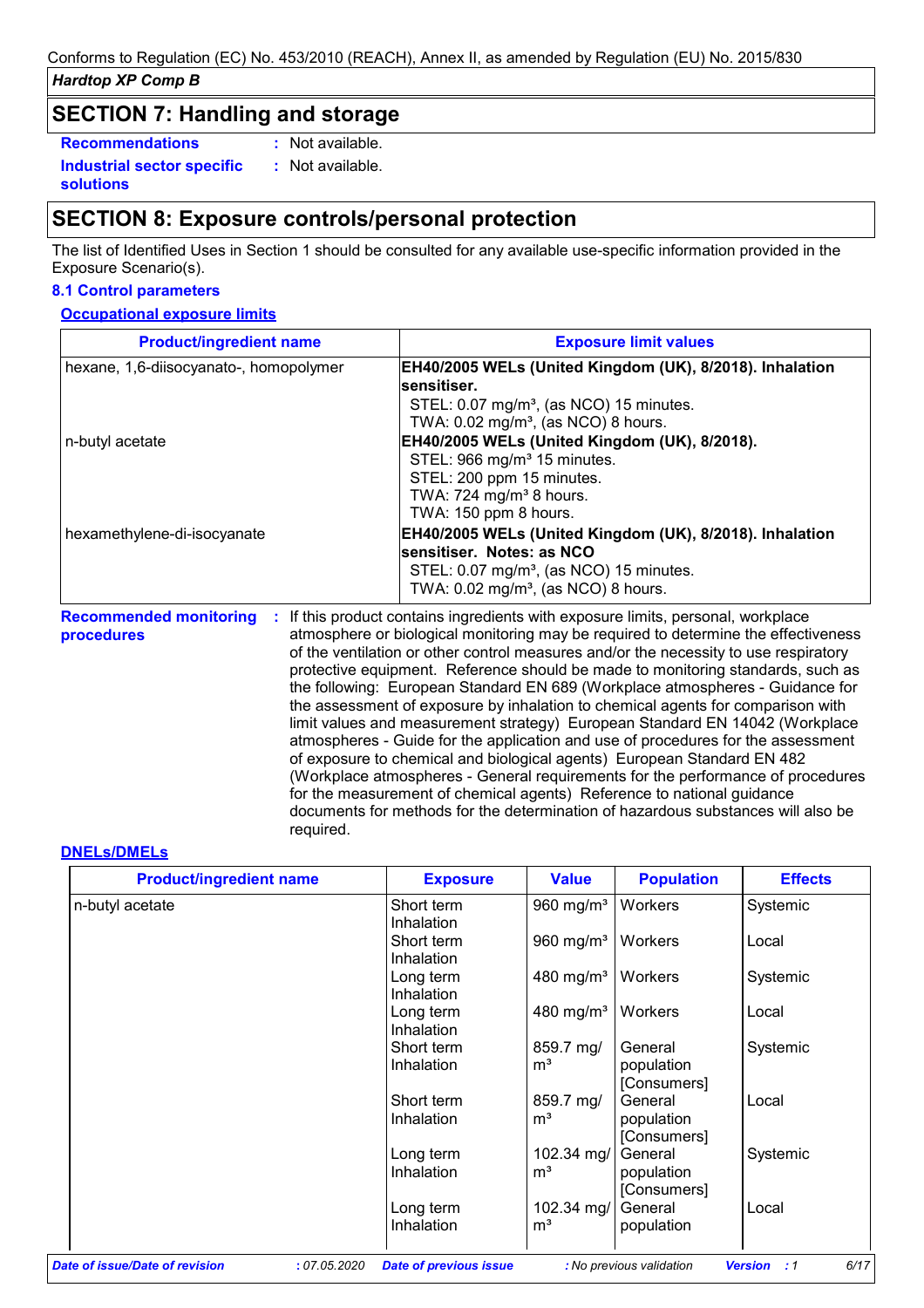Conforms to Regulation (EC) No. 453/2010 (REACH), Annex II, as amended by Regulation (EU) No. 2015/830

***Hardtop XP Comp B***

## SECTION 7: Handling and storage

**Recommendations** : Not available.

**Industrial sector specific solutions** : Not available.

## SECTION 8: Exposure controls/personal protection

The list of Identified Uses in Section 1 should be consulted for any available use-specific information provided in the Exposure Scenario(s).

### 8.1 Control parameters

#### Occupational exposure limits

| Product/ingredient name | Exposure limit values |
|---|---|
| hexane, 1,6-diisocyanato-, homopolymer | **EH40/2005 WELs (United Kingdom (UK), 8/2018). Inhalation sensitiser.**<br>STEL: 0.07 mg/m³, (as NCO) 15 minutes.<br>TWA: 0.02 mg/m³, (as NCO) 8 hours. |
| n-butyl acetate | **EH40/2005 WELs (United Kingdom (UK), 8/2018).**<br>STEL: 966 mg/m³ 15 minutes.<br>STEL: 200 ppm 15 minutes.<br>TWA: 724 mg/m³ 8 hours.<br>TWA: 150 ppm 8 hours. |
| hexamethylene-di-isocyanate | **EH40/2005 WELs (United Kingdom (UK), 8/2018). Inhalation sensitiser. Notes: as NCO**<br>STEL: 0.07 mg/m³, (as NCO) 15 minutes.<br>TWA: 0.02 mg/m³, (as NCO) 8 hours. |

**Recommended monitoring procedures** : If this product contains ingredients with exposure limits, personal, workplace atmosphere or biological monitoring may be required to determine the effectiveness of the ventilation or other control measures and/or the necessity to use respiratory protective equipment. Reference should be made to monitoring standards, such as the following: European Standard EN 689 (Workplace atmospheres - Guidance for the assessment of exposure by inhalation to chemical agents for comparison with limit values and measurement strategy) European Standard EN 14042 (Workplace atmospheres - Guide for the application and use of procedures for the assessment of exposure to chemical and biological agents) European Standard EN 482 (Workplace atmospheres - General requirements for the performance of procedures for the measurement of chemical agents) Reference to national guidance documents for methods for the determination of hazardous substances will also be required.

#### DNELs/DMELs

| Product/ingredient name | Exposure | Value | Population | Effects |
|---|---|---|---|---|
| n-butyl acetate | Short term Inhalation | 960 mg/m³ | Workers | Systemic |
| | Short term Inhalation | 960 mg/m³ | Workers | Local |
| | Long term Inhalation | 480 mg/m³ | Workers | Systemic |
| | Long term Inhalation | 480 mg/m³ | Workers | Local |
| | Short term Inhalation | 859.7 mg/m³ | General population [Consumers] | Systemic |
| | Short term Inhalation | 859.7 mg/m³ | General population [Consumers] | Local |
| | Long term Inhalation | 102.34 mg/m³ | General population [Consumers] | Systemic |
| | Long term Inhalation | 102.34 mg/m³ | General population | Local |

*Date of issue/Date of revision* : 07.05.2020 *Date of previous issue* : No previous validation *Version* : 1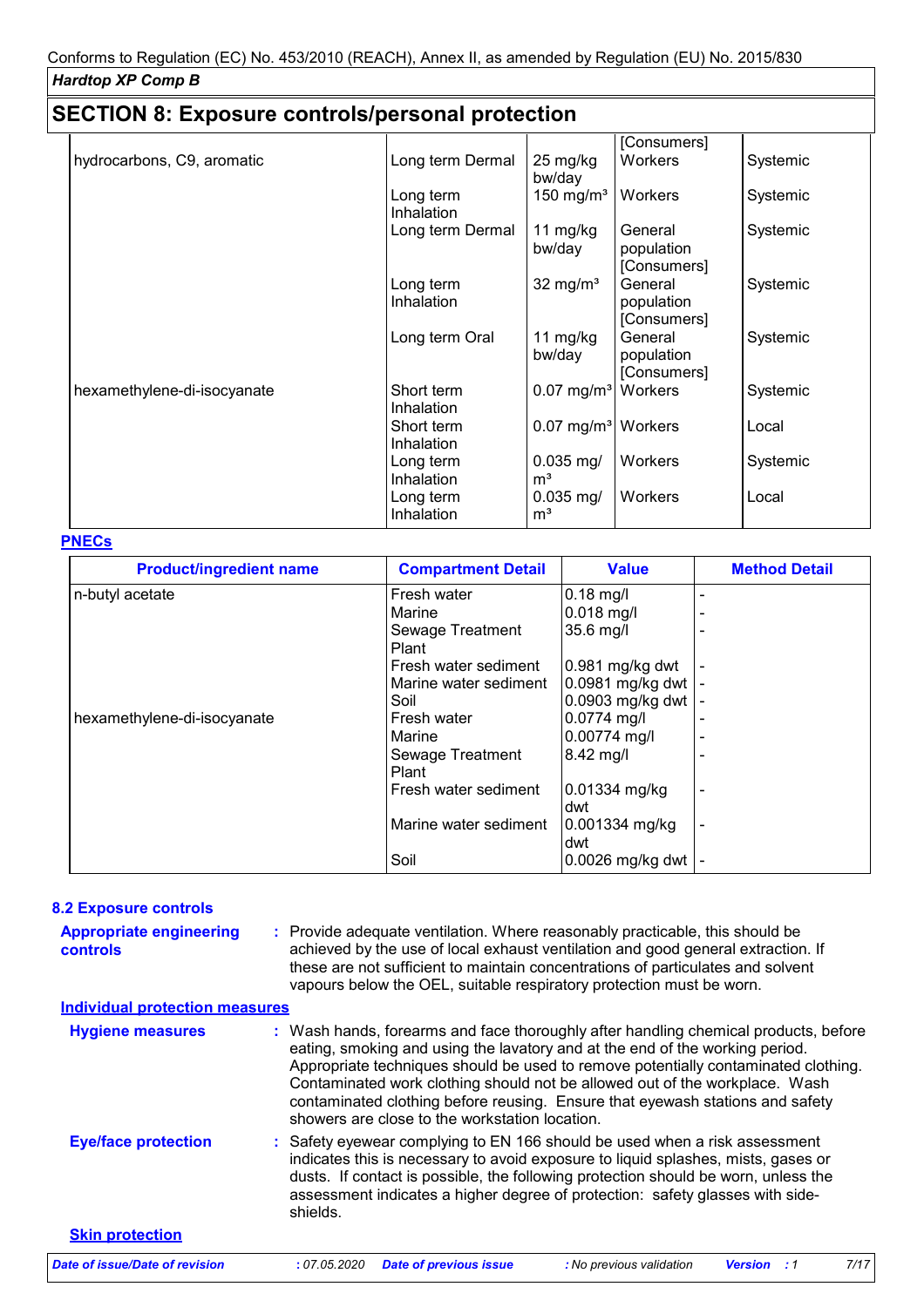## SECTION 8: Exposure controls/personal protection

| | | | | |
|---|---|---|---|---|
| | | | [Consumers] | |
| hydrocarbons, C9, aromatic | Long term Dermal | 25 mg/kg bw/day | Workers | Systemic |
| | Long term Inhalation | 150 mg/m³ | Workers | Systemic |
| | Long term Dermal | 11 mg/kg bw/day | General population [Consumers] | Systemic |
| | Long term Inhalation | 32 mg/m³ | General population [Consumers] | Systemic |
| | Long term Oral | 11 mg/kg bw/day | General population [Consumers] | Systemic |
| hexamethylene-di-isocyanate | Short term Inhalation | 0.07 mg/m³ | Workers | Systemic |
| | Short term Inhalation | 0.07 mg/m³ | Workers | Local |
| | Long term Inhalation | 0.035 mg/m³ | Workers | Systemic |
| | Long term Inhalation | 0.035 mg/m³ | Workers | Local |

**PNECs**

| Product/ingredient name | Compartment Detail | Value | Method Detail |
|---|---|---|---|
| n-butyl acetate | Fresh water | 0.18 mg/l | - |
| | Marine | 0.018 mg/l | - |
| | Sewage Treatment Plant | 35.6 mg/l | - |
| | Fresh water sediment | 0.981 mg/kg dwt | - |
| | Marine water sediment | 0.0981 mg/kg dwt | - |
| | Soil | 0.0903 mg/kg dwt | - |
| hexamethylene-di-isocyanate | Fresh water | 0.0774 mg/l | - |
| | Marine | 0.00774 mg/l | - |
| | Sewage Treatment Plant | 8.42 mg/l | - |
| | Fresh water sediment | 0.01334 mg/kg dwt | - |
| | Marine water sediment | 0.001334 mg/kg dwt | - |
| | Soil | 0.0026 mg/kg dwt | - |

### 8.2 Exposure controls

**Appropriate engineering controls** : Provide adequate ventilation. Where reasonably practicable, this should be achieved by the use of local exhaust ventilation and good general extraction. If these are not sufficient to maintain concentrations of particulates and solvent vapours below the OEL, suitable respiratory protection must be worn.

**Individual protection measures**

**Hygiene measures** : Wash hands, forearms and face thoroughly after handling chemical products, before eating, smoking and using the lavatory and at the end of the working period. Appropriate techniques should be used to remove potentially contaminated clothing. Contaminated work clothing should not be allowed out of the workplace. Wash contaminated clothing before reusing. Ensure that eyewash stations and safety showers are close to the workstation location.

**Eye/face protection** : Safety eyewear complying to EN 166 should be used when a risk assessment indicates this is necessary to avoid exposure to liquid splashes, mists, gases or dusts. If contact is possible, the following protection should be worn, unless the assessment indicates a higher degree of protection: safety glasses with side-shields.

**Skin protection**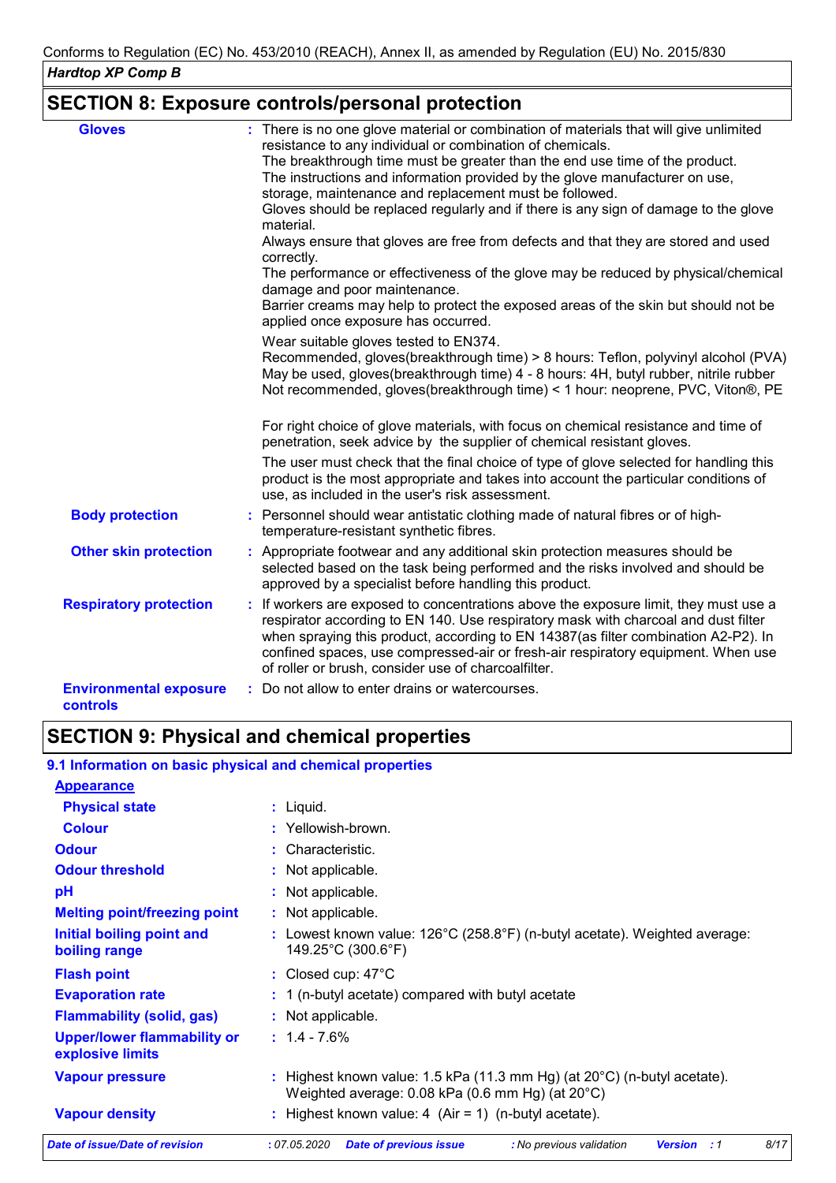## SECTION 8: Exposure controls/personal protection

**Gloves** : There is no one glove material or combination of materials that will give unlimited resistance to any individual or combination of chemicals.
The breakthrough time must be greater than the end use time of the product.
The instructions and information provided by the glove manufacturer on use, storage, maintenance and replacement must be followed.
Gloves should be replaced regularly and if there is any sign of damage to the glove material.
Always ensure that gloves are free from defects and that they are stored and used correctly.
The performance or effectiveness of the glove may be reduced by physical/chemical damage and poor maintenance.
Barrier creams may help to protect the exposed areas of the skin but should not be applied once exposure has occurred.

Wear suitable gloves tested to EN374.
Recommended, gloves(breakthrough time) > 8 hours: Teflon, polyvinyl alcohol (PVA)
May be used, gloves(breakthrough time) 4 - 8 hours: 4H, butyl rubber, nitrile rubber
Not recommended, gloves(breakthrough time) < 1 hour: neoprene, PVC, Viton®, PE

For right choice of glove materials, with focus on chemical resistance and time of penetration, seek advice by the supplier of chemical resistant gloves.

The user must check that the final choice of type of glove selected for handling this product is the most appropriate and takes into account the particular conditions of use, as included in the user's risk assessment.

**Body protection** : Personnel should wear antistatic clothing made of natural fibres or of high-temperature-resistant synthetic fibres.

**Other skin protection** : Appropriate footwear and any additional skin protection measures should be selected based on the task being performed and the risks involved and should be approved by a specialist before handling this product.

**Respiratory protection** : If workers are exposed to concentrations above the exposure limit, they must use a respirator according to EN 140. Use respiratory mask with charcoal and dust filter when spraying this product, according to EN 14387(as filter combination A2-P2). In confined spaces, use compressed-air or fresh-air respiratory equipment. When use of roller or brush, consider use of charcoalfilter.

**Environmental exposure controls** : Do not allow to enter drains or watercourses.

## SECTION 9: Physical and chemical properties

### 9.1 Information on basic physical and chemical properties

**Appearance**

| | |
|---|---|
| **Physical state** | : Liquid. |
| **Colour** | : Yellowish-brown. |
| **Odour** | : Characteristic. |
| **Odour threshold** | : Not applicable. |
| **pH** | : Not applicable. |
| **Melting point/freezing point** | : Not applicable. |
| **Initial boiling point and boiling range** | : Lowest known value: 126°C (258.8°F) (n-butyl acetate). Weighted average: 149.25°C (300.6°F) |
| **Flash point** | : Closed cup: 47°C |
| **Evaporation rate** | : 1 (n-butyl acetate) compared with butyl acetate |
| **Flammability (solid, gas)** | : Not applicable. |
| **Upper/lower flammability or explosive limits** | : 1.4 - 7.6% |
| **Vapour pressure** | : Highest known value: 1.5 kPa (11.3 mm Hg) (at 20°C) (n-butyl acetate). Weighted average: 0.08 kPa (0.6 mm Hg) (at 20°C) |
| **Vapour density** | : Highest known value: 4 (Air = 1) (n-butyl acetate). |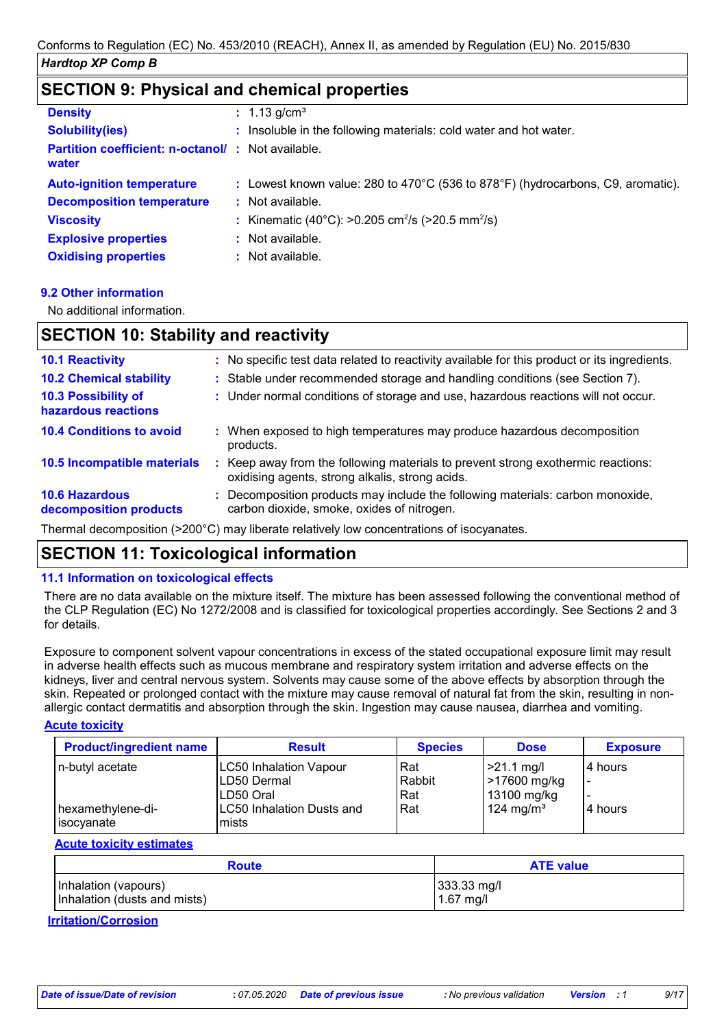## SECTION 9: Physical and chemical properties

| | | |
|---|---|---|
| **Density** | : | 1.13 g/cm³ |
| **Solubility(ies)** | : | Insoluble in the following materials: cold water and hot water. |
| **Partition coefficient: n-octanol/ water** | : | Not available. |
| **Auto-ignition temperature** | : | Lowest known value: 280 to 470°C (536 to 878°F) (hydrocarbons, C9, aromatic). |
| **Decomposition temperature** | : | Not available. |
| **Viscosity** | : | Kinematic (40°C): >0.205 $cm^2/s$ (>20.5 $mm^2/s$) |
| **Explosive properties** | : | Not available. |
| **Oxidising properties** | : | Not available. |

### 9.2 Other information

No additional information.

## SECTION 10: Stability and reactivity

| | | |
|---|---|---|
| **10.1 Reactivity** | : | No specific test data related to reactivity available for this product or its ingredients. |
| **10.2 Chemical stability** | : | Stable under recommended storage and handling conditions (see Section 7). |
| **10.3 Possibility of hazardous reactions** | : | Under normal conditions of storage and use, hazardous reactions will not occur. |
| **10.4 Conditions to avoid** | : | When exposed to high temperatures may produce hazardous decomposition products. |
| **10.5 Incompatible materials** | : | Keep away from the following materials to prevent strong exothermic reactions: oxidising agents, strong alkalis, strong acids. |
| **10.6 Hazardous decomposition products** | : | Decomposition products may include the following materials: carbon monoxide, carbon dioxide, smoke, oxides of nitrogen. |

Thermal decomposition (>200°C) may liberate relatively low concentrations of isocyanates.

## SECTION 11: Toxicological information

### 11.1 Information on toxicological effects

There are no data available on the mixture itself. The mixture has been assessed following the conventional method of the CLP Regulation (EC) No 1272/2008 and is classified for toxicological properties accordingly. See Sections 2 and 3 for details.

Exposure to component solvent vapour concentrations in excess of the stated occupational exposure limit may result in adverse health effects such as mucous membrane and respiratory system irritation and adverse effects on the kidneys, liver and central nervous system. Solvents may cause some of the above effects by absorption through the skin. Repeated or prolonged contact with the mixture may cause removal of natural fat from the skin, resulting in non-allergic contact dermatitis and absorption through the skin. Ingestion may cause nausea, diarrhea and vomiting.

**Acute toxicity**

| Product/ingredient name | Result | Species | Dose | Exposure |
|---|---|---|---|---|
| n-butyl acetate | LC50 Inhalation Vapour | Rat | >21.1 mg/l | 4 hours |
| | LD50 Dermal | Rabbit | >17600 mg/kg | - |
| | LD50 Oral | Rat | 13100 mg/kg | - |
| hexamethylene-di-isocyanate | LC50 Inhalation Dusts and mists | Rat | 124 mg/m³ | 4 hours |

**Acute toxicity estimates**

| Route | ATE value |
|---|---|
| Inhalation (vapours) | 333.33 mg/l |
| Inhalation (dusts and mists) | 1.67 mg/l |

**Irritation/Corrosion**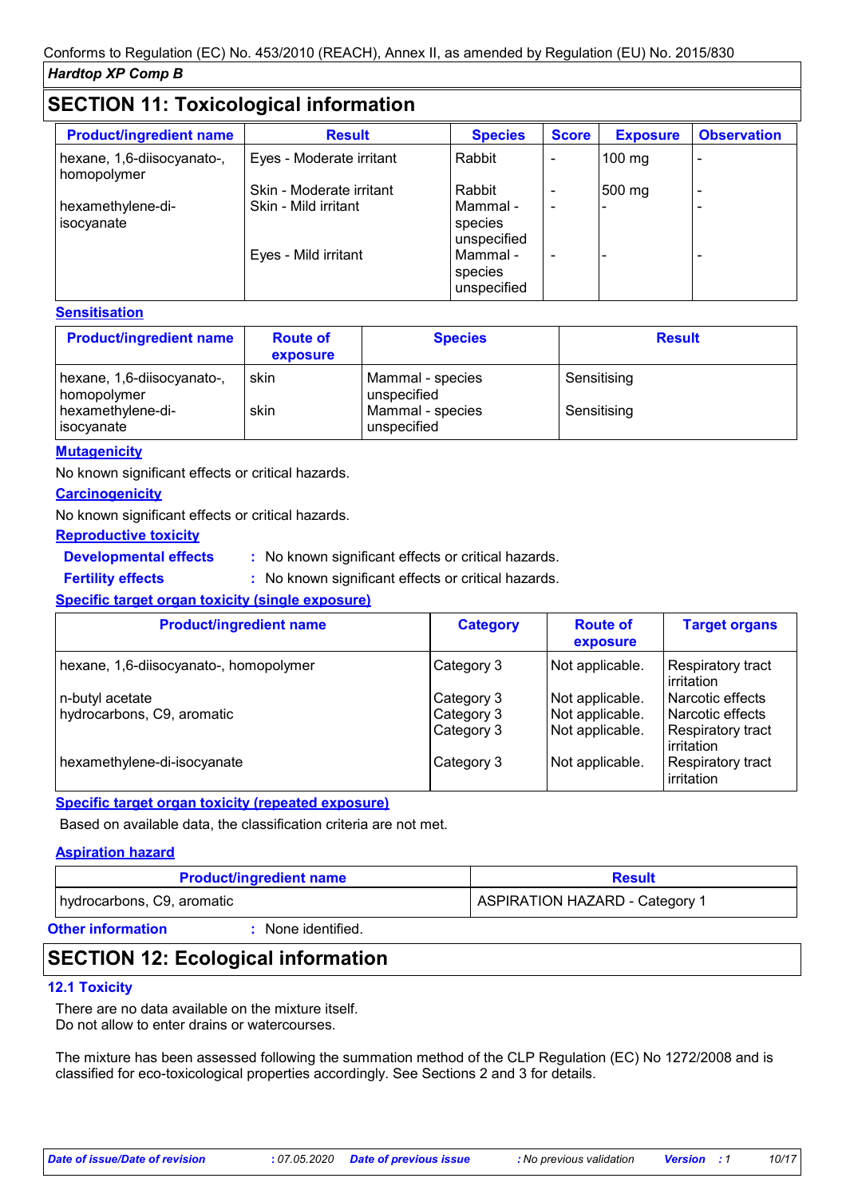## SECTION 11: Toxicological information

| Product/ingredient name | Result | Species | Score | Exposure | Observation |
|---|---|---|---|---|---|
| hexane, 1,6-diisocyanato-, homopolymer | Eyes - Moderate irritant | Rabbit | - | 100 mg | - |
| | Skin - Moderate irritant | Rabbit | - | 500 mg | - |
| hexamethylene-di-isocyanate | Skin - Mild irritant | Mammal - species unspecified | - | - | - |
| | Eyes - Mild irritant | Mammal - species unspecified | - | - | - |

**Sensitisation**

| Product/ingredient name | Route of exposure | Species | Result |
|---|---|---|---|
| hexane, 1,6-diisocyanato-, homopolymer | skin | Mammal - species unspecified | Sensitising |
| hexamethylene-di-isocyanate | skin | Mammal - species unspecified | Sensitising |

**Mutagenicity**

No known significant effects or critical hazards.

**Carcinogenicity**

No known significant effects or critical hazards.

**Reproductive toxicity**

**Developmental effects** : No known significant effects or critical hazards.

**Fertility effects** : No known significant effects or critical hazards.

**Specific target organ toxicity (single exposure)**

| Product/ingredient name | Category | Route of exposure | Target organs |
|---|---|---|---|
| hexane, 1,6-diisocyanato-, homopolymer | Category 3 | Not applicable. | Respiratory tract irritation |
| n-butyl acetate | Category 3 | Not applicable. | Narcotic effects |
| hydrocarbons, C9, aromatic | Category 3 | Not applicable. | Narcotic effects |
| | Category 3 | Not applicable. | Respiratory tract irritation |
| hexamethylene-di-isocyanate | Category 3 | Not applicable. | Respiratory tract irritation |

**Specific target organ toxicity (repeated exposure)**

Based on available data, the classification criteria are not met.

**Aspiration hazard**

| Product/ingredient name | Result |
|---|---|
| hydrocarbons, C9, aromatic | ASPIRATION HAZARD - Category 1 |

**Other information** : None identified.

## SECTION 12: Ecological information

### 12.1 Toxicity

There are no data available on the mixture itself.
Do not allow to enter drains or watercourses.

The mixture has been assessed following the summation method of the CLP Regulation (EC) No 1272/2008 and is classified for eco-toxicological properties accordingly. See Sections 2 and 3 for details.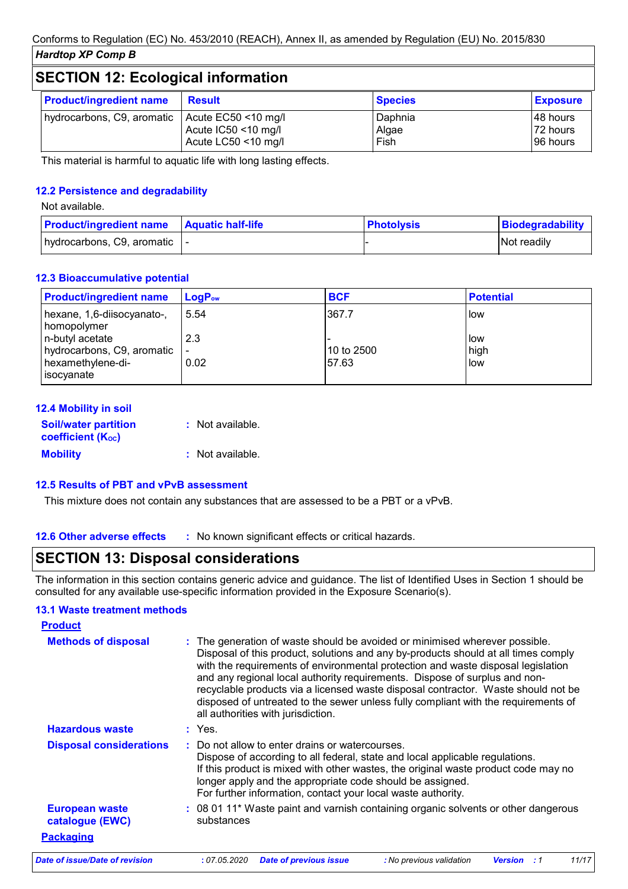## SECTION 12: Ecological information

| Product/ingredient name | Result | Species | Exposure |
|---|---|---|---|
| hydrocarbons, C9, aromatic | Acute EC50 <10 mg/l<br>Acute IC50 <10 mg/l<br>Acute LC50 <10 mg/l | Daphnia<br>Algae<br>Fish | 48 hours<br>72 hours<br>96 hours |

This material is harmful to aquatic life with long lasting effects.

### 12.2 Persistence and degradability

Not available.

| Product/ingredient name | Aquatic half-life | Photolysis | Biodegradability |
|---|---|---|---|
| hydrocarbons, C9, aromatic | - | - | Not readily |

### 12.3 Bioaccumulative potential

| Product/ingredient name | $LogP_{ow}$ | BCF | Potential |
|---|---|---|---|
| hexane, 1,6-diisocyanato-, homopolymer | 5.54 | 367.7 | low |
| n-butyl acetate | 2.3 | - | low |
| hydrocarbons, C9, aromatic | - | 10 to 2500 | high |
| hexamethylene-di-isocyanate | 0.02 | 57.63 | low |

### 12.4 Mobility in soil

**Soil/water partition coefficient ($K_{OC}$)** : Not available.

**Mobility** : Not available.

### 12.5 Results of PBT and vPvB assessment

This mixture does not contain any substances that are assessed to be a PBT or a vPvB.

### 12.6 Other adverse effects

: No known significant effects or critical hazards.

## SECTION 13: Disposal considerations

The information in this section contains generic advice and guidance. The list of Identified Uses in Section 1 should be consulted for any available use-specific information provided in the Exposure Scenario(s).

### 13.1 Waste treatment methods

**Product**

**Methods of disposal** : The generation of waste should be avoided or minimised wherever possible. Disposal of this product, solutions and any by-products should at all times comply with the requirements of environmental protection and waste disposal legislation and any regional local authority requirements. Dispose of surplus and non-recyclable products via a licensed waste disposal contractor. Waste should not be disposed of untreated to the sewer unless fully compliant with the requirements of all authorities with jurisdiction.

**Hazardous waste** : Yes.

**Disposal considerations** : Do not allow to enter drains or watercourses.
Dispose of according to all federal, state and local applicable regulations.
If this product is mixed with other wastes, the original waste product code may no longer apply and the appropriate code should be assigned.
For further information, contact your local waste authority.

**European waste catalogue (EWC)** : 08 01 11* Waste paint and varnish containing organic solvents or other dangerous substances

**Packaging**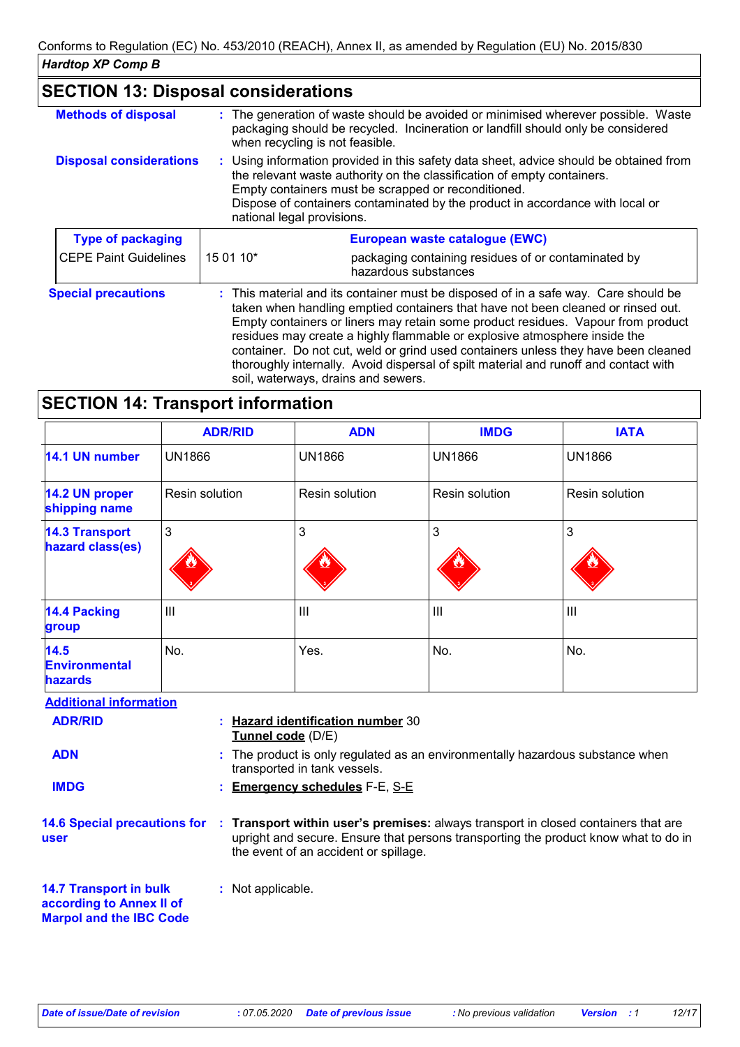## SECTION 13: Disposal considerations

**Methods of disposal** : The generation of waste should be avoided or minimised wherever possible. Waste packaging should be recycled. Incineration or landfill should only be considered when recycling is not feasible.

**Disposal considerations** : Using information provided in this safety data sheet, advice should be obtained from the relevant waste authority on the classification of empty containers.
Empty containers must be scrapped or reconditioned.
Dispose of containers contaminated by the product in accordance with local or national legal provisions.

| Type of packaging | European waste catalogue (EWC) | |
|---|---|---|
| CEPE Paint Guidelines | 15 01 10* | packaging containing residues of or contaminated by hazardous substances |

**Special precautions** : This material and its container must be disposed of in a safe way. Care should be taken when handling emptied containers that have not been cleaned or rinsed out. Empty containers or liners may retain some product residues. Vapour from product residues may create a highly flammable or explosive atmosphere inside the container. Do not cut, weld or grind used containers unless they have been cleaned thoroughly internally. Avoid dispersal of spilt material and runoff and contact with soil, waterways, drains and sewers.

## SECTION 14: Transport information

| | ADR/RID | ADN | IMDG | IATA |
|---|---|---|---|---|
| **14.1 UN number** | UN1866 | UN1866 | UN1866 | UN1866 |
| **14.2 UN proper shipping name** | Resin solution | Resin solution | Resin solution | Resin solution |
| **14.3 Transport hazard class(es)** | 3 | 3 | 3 | 3 |
| **14.4 Packing group** | III | III | III | III |
| **14.5 Environmental hazards** | No. | Yes. | No. | No. |

**Additional information**

**ADR/RID** : **Hazard identification number** 30
**Tunnel code** (D/E)

**ADN** : The product is only regulated as an environmentally hazardous substance when transported in tank vessels.

**IMDG** : **Emergency schedules** F-E, S-E

**14.6 Special precautions for user** : **Transport within user's premises:** always transport in closed containers that are upright and secure. Ensure that persons transporting the product know what to do in the event of an accident or spillage.

**14.7 Transport in bulk according to Annex II of Marpol and the IBC Code** : Not applicable.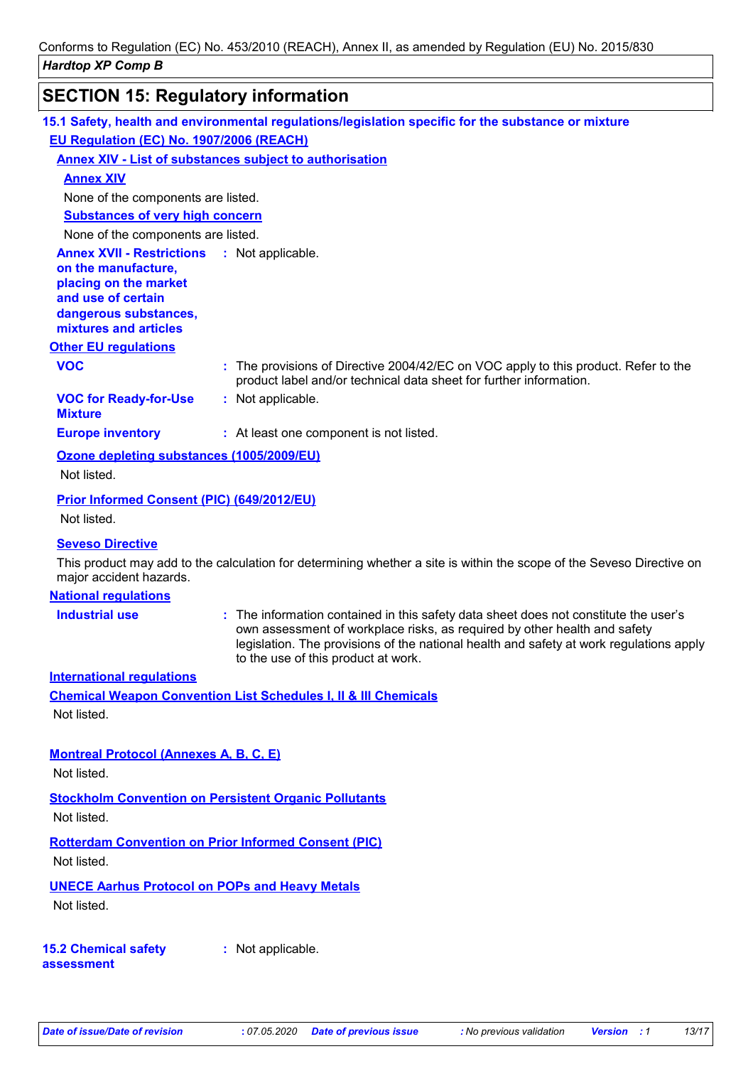## SECTION 15: Regulatory information

### 15.1 Safety, health and environmental regulations/legislation specific for the substance or mixture

**EU Regulation (EC) No. 1907/2006 (REACH)**

**Annex XIV - List of substances subject to authorisation**

**Annex XIV**

None of the components are listed.

**Substances of very high concern**

None of the components are listed.

**Annex XVII - Restrictions on the manufacture, placing on the market and use of certain dangerous substances, mixtures and articles** : Not applicable.

**Other EU regulations**

**VOC** : The provisions of Directive 2004/42/EC on VOC apply to this product. Refer to the product label and/or technical data sheet for further information.

**VOC for Ready-for-Use Mixture** : Not applicable.

**Europe inventory** : At least one component is not listed.

**Ozone depleting substances (1005/2009/EU)**

Not listed.

**Prior Informed Consent (PIC) (649/2012/EU)**

Not listed.

**Seveso Directive**

This product may add to the calculation for determining whether a site is within the scope of the Seveso Directive on major accident hazards.

**National regulations**

**Industrial use** : The information contained in this safety data sheet does not constitute the user's own assessment of workplace risks, as required by other health and safety legislation. The provisions of the national health and safety at work regulations apply to the use of this product at work.

**International regulations**

**Chemical Weapon Convention List Schedules I, II & III Chemicals**

Not listed.

**Montreal Protocol (Annexes A, B, C, E)**

Not listed.

**Stockholm Convention on Persistent Organic Pollutants**

Not listed.

**Rotterdam Convention on Prior Informed Consent (PIC)**

Not listed.

**UNECE Aarhus Protocol on POPs and Heavy Metals**

Not listed.

### 15.2 Chemical safety assessment : Not applicable.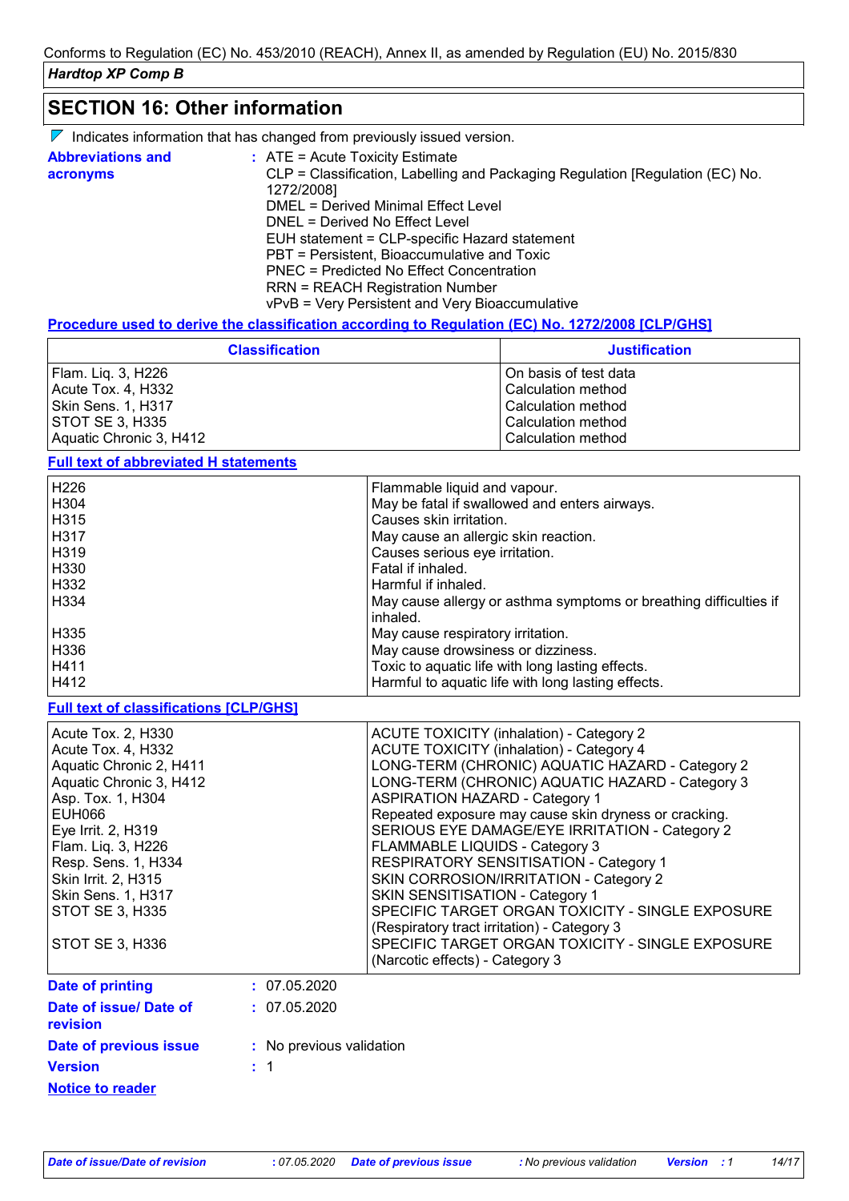## SECTION 16: Other information

Indicates information that has changed from previously issued version.

**Abbreviations and acronyms** :
ATE = Acute Toxicity Estimate
CLP = Classification, Labelling and Packaging Regulation [Regulation (EC) No. 1272/2008]
DMEL = Derived Minimal Effect Level
DNEL = Derived No Effect Level
EUH statement = CLP-specific Hazard statement
PBT = Persistent, Bioaccumulative and Toxic
PNEC = Predicted No Effect Concentration
RRN = REACH Registration Number
vPvB = Very Persistent and Very Bioaccumulative

**Procedure used to derive the classification according to Regulation (EC) No. 1272/2008 [CLP/GHS]**

| Classification | Justification |
|---|---|
| Flam. Liq. 3, H226 | On basis of test data |
| Acute Tox. 4, H332 | Calculation method |
| Skin Sens. 1, H317 | Calculation method |
| STOT SE 3, H335 | Calculation method |
| Aquatic Chronic 3, H412 | Calculation method |

**Full text of abbreviated H statements**

| | |
|---|---|
| H226 | Flammable liquid and vapour. |
| H304 | May be fatal if swallowed and enters airways. |
| H315 | Causes skin irritation. |
| H317 | May cause an allergic skin reaction. |
| H319 | Causes serious eye irritation. |
| H330 | Fatal if inhaled. |
| H332 | Harmful if inhaled. |
| H334 | May cause allergy or asthma symptoms or breathing difficulties if inhaled. |
| H335 | May cause respiratory irritation. |
| H336 | May cause drowsiness or dizziness. |
| H411 | Toxic to aquatic life with long lasting effects. |
| H412 | Harmful to aquatic life with long lasting effects. |

**Full text of classifications [CLP/GHS]**

| | |
|---|---|
| Acute Tox. 2, H330 | ACUTE TOXICITY (inhalation) - Category 2 |
| Acute Tox. 4, H332 | ACUTE TOXICITY (inhalation) - Category 4 |
| Aquatic Chronic 2, H411 | LONG-TERM (CHRONIC) AQUATIC HAZARD - Category 2 |
| Aquatic Chronic 3, H412 | LONG-TERM (CHRONIC) AQUATIC HAZARD - Category 3 |
| Asp. Tox. 1, H304 | ASPIRATION HAZARD - Category 1 |
| EUH066 | Repeated exposure may cause skin dryness or cracking. |
| Eye Irrit. 2, H319 | SERIOUS EYE DAMAGE/EYE IRRITATION - Category 2 |
| Flam. Liq. 3, H226 | FLAMMABLE LIQUIDS - Category 3 |
| Resp. Sens. 1, H334 | RESPIRATORY SENSITISATION - Category 1 |
| Skin Irrit. 2, H315 | SKIN CORROSION/IRRITATION - Category 2 |
| Skin Sens. 1, H317 | SKIN SENSITISATION - Category 1 |
| STOT SE 3, H335 | SPECIFIC TARGET ORGAN TOXICITY - SINGLE EXPOSURE (Respiratory tract irritation) - Category 3 |
| STOT SE 3, H336 | SPECIFIC TARGET ORGAN TOXICITY - SINGLE EXPOSURE (Narcotic effects) - Category 3 |

**Date of printing** : 07.05.2020

**Date of issue/ Date of revision** : 07.05.2020

**Date of previous issue** : No previous validation

**Version** : 1

**Notice to reader**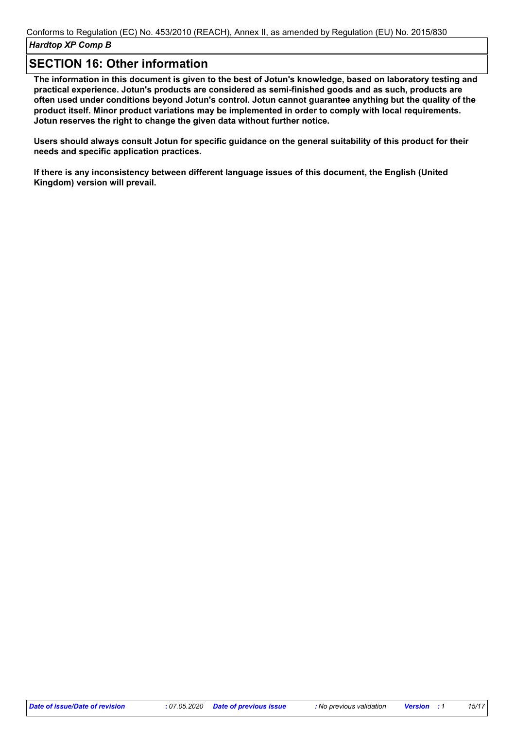## SECTION 16: Other information

**The information in this document is given to the best of Jotun's knowledge, based on laboratory testing and practical experience. Jotun's products are considered as semi-finished goods and as such, products are often used under conditions beyond Jotun's control. Jotun cannot guarantee anything but the quality of the product itself. Minor product variations may be implemented in order to comply with local requirements. Jotun reserves the right to change the given data without further notice.**

**Users should always consult Jotun for specific guidance on the general suitability of this product for their needs and specific application practices.**

**If there is any inconsistency between different language issues of this document, the English (United Kingdom) version will prevail.**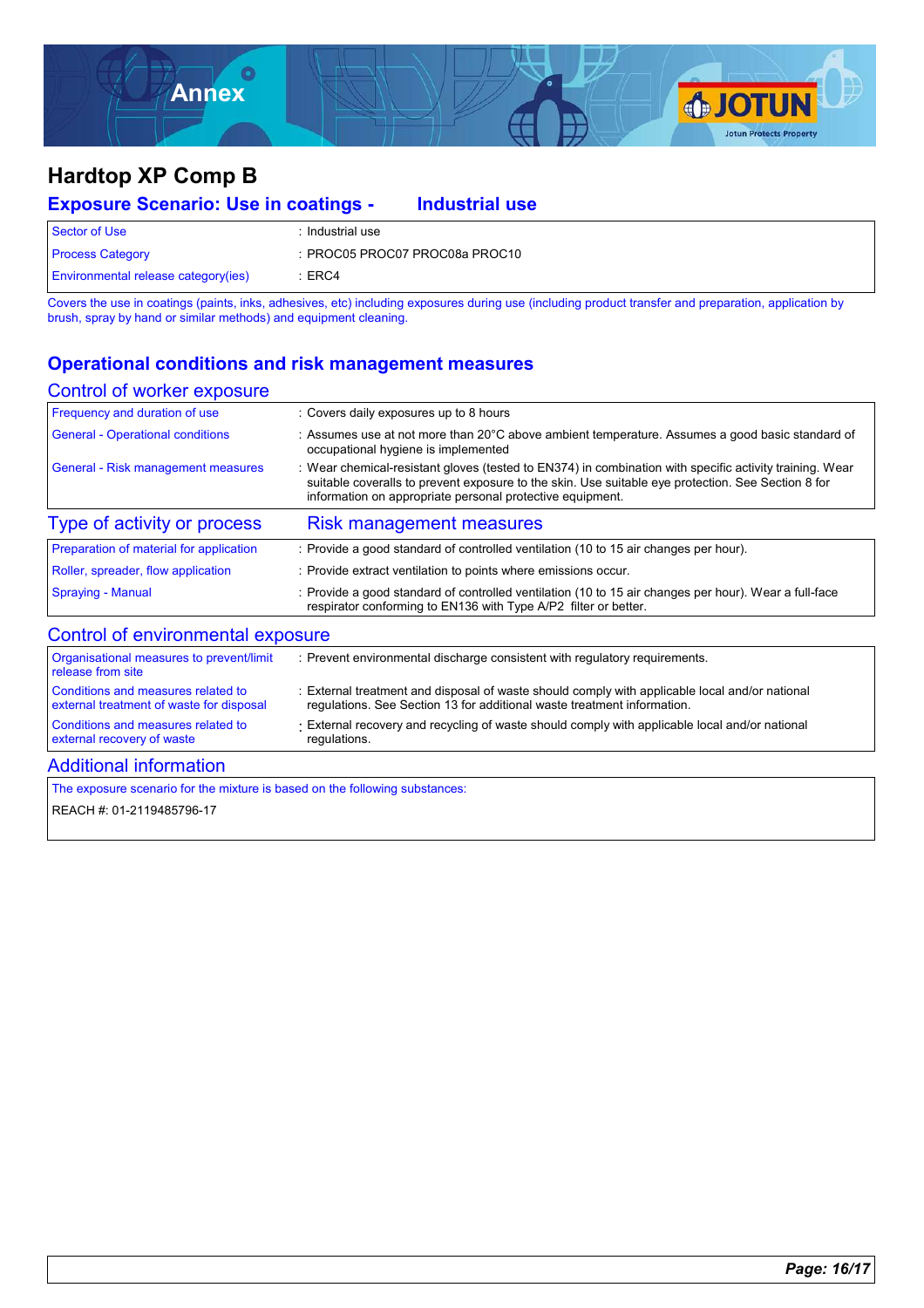# Hardtop XP Comp B

## Exposure Scenario: Use in coatings - Industrial use

| | |
|---|---|
| Sector of Use | : Industrial use |
| Process Category | : PROC05 PROC07 PROC08a PROC10 |
| Environmental release category(ies) | : ERC4 |

Covers the use in coatings (paints, inks, adhesives, etc) including exposures during use (including product transfer and preparation, application by brush, spray by hand or similar methods) and equipment cleaning.

## Operational conditions and risk management measures

### Control of worker exposure

| | |
|---|---|
| Frequency and duration of use | : Covers daily exposures up to 8 hours |
| General - Operational conditions | : Assumes use at not more than 20°C above ambient temperature. Assumes a good basic standard of occupational hygiene is implemented |
| General - Risk management measures | : Wear chemical-resistant gloves (tested to EN374) in combination with specific activity training. Wear suitable coveralls to prevent exposure to the skin. Use suitable eye protection. See Section 8 for information on appropriate personal protective equipment. |

| Type of activity or process | Risk management measures |
|---|---|
| Preparation of material for application | : Provide a good standard of controlled ventilation (10 to 15 air changes per hour). |
| Roller, spreader, flow application | : Provide extract ventilation to points where emissions occur. |
| Spraying - Manual | : Provide a good standard of controlled ventilation (10 to 15 air changes per hour). Wear a full-face respirator conforming to EN136 with Type A/P2 filter or better. |

### Control of environmental exposure

| | |
|---|---|
| Organisational measures to prevent/limit release from site | : Prevent environmental discharge consistent with regulatory requirements. |
| Conditions and measures related to external treatment of waste for disposal | : External treatment and disposal of waste should comply with applicable local and/or national regulations. See Section 13 for additional waste treatment information. |
| Conditions and measures related to external recovery of waste | : External recovery and recycling of waste should comply with applicable local and/or national regulations. |

### Additional information

The exposure scenario for the mixture is based on the following substances:

REACH #: 01-2119485796-17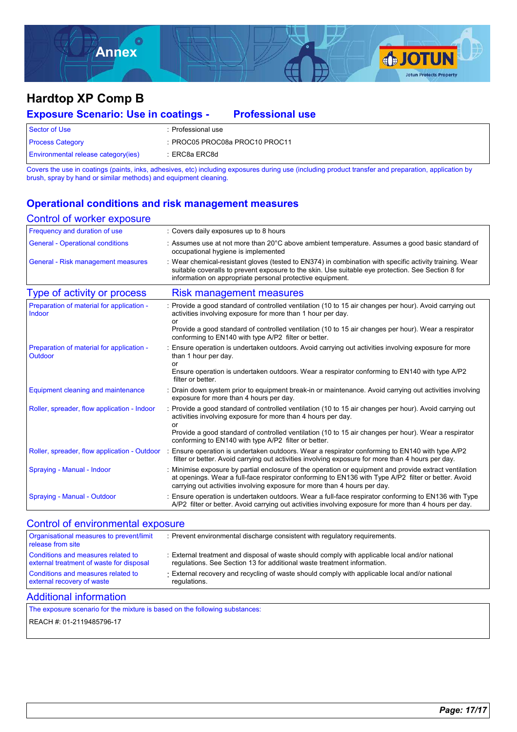# Hardtop XP Comp B

## Exposure Scenario: Use in coatings - Professional use

| | |
|---|---|
| Sector of Use | : Professional use |
| Process Category | : PROC05 PROC08a PROC10 PROC11 |
| Environmental release category(ies) | : ERC8a ERC8d |

Covers the use in coatings (paints, inks, adhesives, etc) including exposures during use (including product transfer and preparation, application by brush, spray by hand or similar methods) and equipment cleaning.

## Operational conditions and risk management measures

### Control of worker exposure

| | |
|---|---|
| Frequency and duration of use | : Covers daily exposures up to 8 hours |
| General - Operational conditions | : Assumes use at not more than 20°C above ambient temperature. Assumes a good basic standard of occupational hygiene is implemented |
| General - Risk management measures | : Wear chemical-resistant gloves (tested to EN374) in combination with specific activity training. Wear suitable coveralls to prevent exposure to the skin. Use suitable eye protection. See Section 8 for information on appropriate personal protective equipment. |

| Type of activity or process | Risk management measures |
|---|---|
| Preparation of material for application - Indoor | : Provide a good standard of controlled ventilation (10 to 15 air changes per hour). Avoid carrying out activities involving exposure for more than 1 hour per day.<br>or<br>Provide a good standard of controlled ventilation (10 to 15 air changes per hour). Wear a respirator conforming to EN140 with type A/P2 filter or better. |
| Preparation of material for application - Outdoor | : Ensure operation is undertaken outdoors. Avoid carrying out activities involving exposure for more than 1 hour per day.<br>or<br>Ensure operation is undertaken outdoors. Wear a respirator conforming to EN140 with type A/P2 filter or better. |
| Equipment cleaning and maintenance | : Drain down system prior to equipment break-in or maintenance. Avoid carrying out activities involving exposure for more than 4 hours per day. |
| Roller, spreader, flow application - Indoor | : Provide a good standard of controlled ventilation (10 to 15 air changes per hour). Avoid carrying out activities involving exposure for more than 4 hours per day.<br>or<br>Provide a good standard of controlled ventilation (10 to 15 air changes per hour). Wear a respirator conforming to EN140 with type A/P2 filter or better. |
| Roller, spreader, flow application - Outdoor | : Ensure operation is undertaken outdoors. Wear a respirator conforming to EN140 with type A/P2 filter or better. Avoid carrying out activities involving exposure for more than 4 hours per day. |
| Spraying - Manual - Indoor | : Minimise exposure by partial enclosure of the operation or equipment and provide extract ventilation at openings. Wear a full-face respirator conforming to EN136 with Type A/P2 filter or better. Avoid carrying out activities involving exposure for more than 4 hours per day. |
| Spraying - Manual - Outdoor | : Ensure operation is undertaken outdoors. Wear a full-face respirator conforming to EN136 with Type A/P2 filter or better. Avoid carrying out activities involving exposure for more than 4 hours per day. |

### Control of environmental exposure

| | |
|---|---|
| Organisational measures to prevent/limit release from site | : Prevent environmental discharge consistent with regulatory requirements. |
| Conditions and measures related to external treatment of waste for disposal | : External treatment and disposal of waste should comply with applicable local and/or national regulations. See Section 13 for additional waste treatment information. |
| Conditions and measures related to external recovery of waste | : External recovery and recycling of waste should comply with applicable local and/or national regulations. |

### Additional information

The exposure scenario for the mixture is based on the following substances:

REACH #: 01-2119485796-17